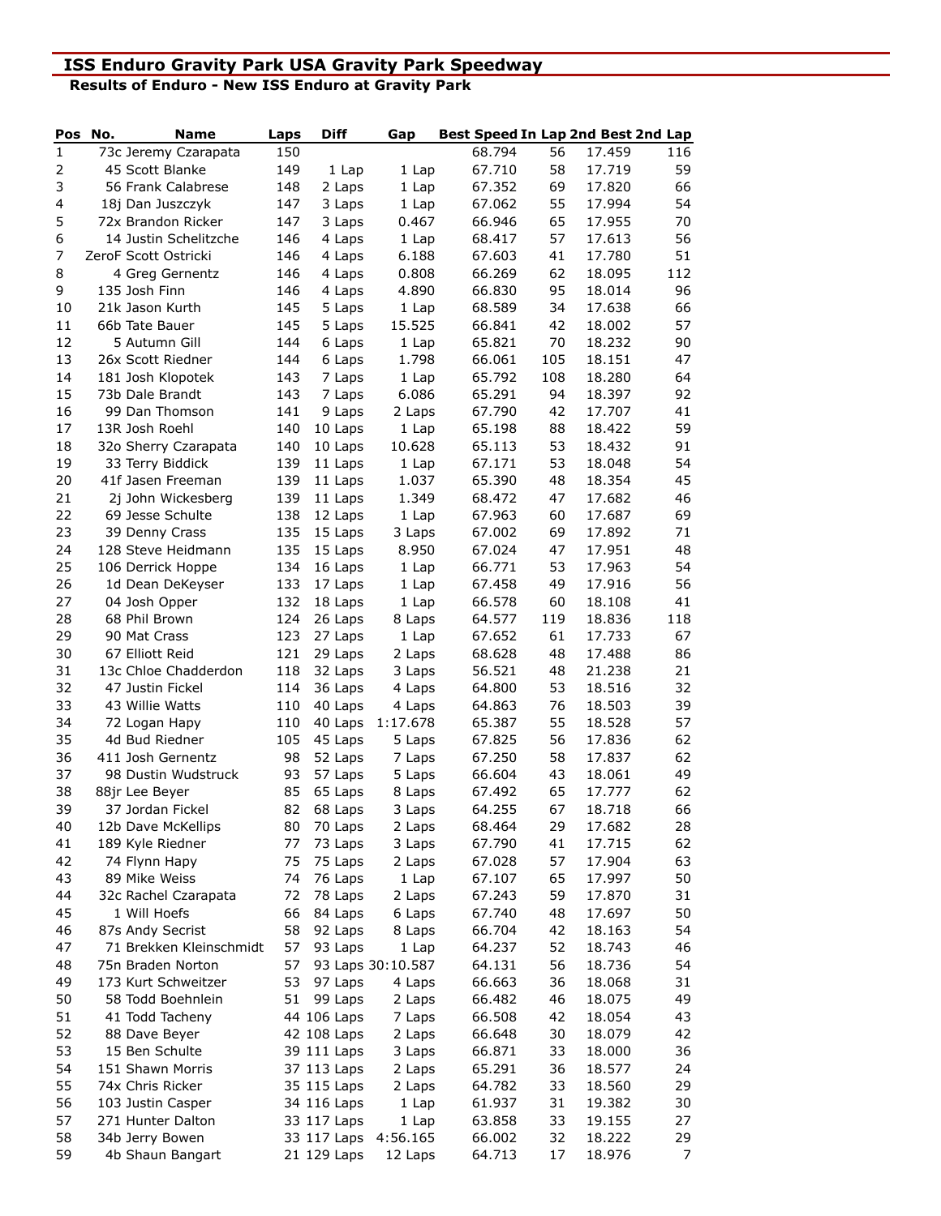# ISS Enduro Gravity Park USA Gravity Park Speedway

## Results of Enduro - New ISS Enduro at Gravity Park

| Pos | No. | Name | Laps | Diff | Gap | Best Speed | In Lap | 2nd Best | 2nd Lap |
|---|---|---|---|---|---|---|---|---|---|
| 1 | 73c | Jeremy Czarapata | 150 | | | 68.794 | 56 | 17.459 | 116 |
| 2 | 45 | Scott Blanke | 149 | 1 Lap | 1 Lap | 67.710 | 58 | 17.719 | 59 |
| 3 | 56 | Frank Calabrese | 148 | 2 Laps | 1 Lap | 67.352 | 69 | 17.820 | 66 |
| 4 | 18j | Dan Juszczyk | 147 | 3 Laps | 1 Lap | 67.062 | 55 | 17.994 | 54 |
| 5 | 72x | Brandon Ricker | 147 | 3 Laps | 0.467 | 66.946 | 65 | 17.955 | 70 |
| 6 | 14 | Justin Schelitzche | 146 | 4 Laps | 1 Lap | 68.417 | 57 | 17.613 | 56 |
| 7 | ZeroF | Scott Ostricki | 146 | 4 Laps | 6.188 | 67.603 | 41 | 17.780 | 51 |
| 8 | 4 | Greg Gernentz | 146 | 4 Laps | 0.808 | 66.269 | 62 | 18.095 | 112 |
| 9 | 135 | Josh Finn | 146 | 4 Laps | 4.890 | 66.830 | 95 | 18.014 | 96 |
| 10 | 21k | Jason Kurth | 145 | 5 Laps | 1 Lap | 68.589 | 34 | 17.638 | 66 |
| 11 | 66b | Tate Bauer | 145 | 5 Laps | 15.525 | 66.841 | 42 | 18.002 | 57 |
| 12 | 5 | Autumn Gill | 144 | 6 Laps | 1 Lap | 65.821 | 70 | 18.232 | 90 |
| 13 | 26x | Scott Riedner | 144 | 6 Laps | 1.798 | 66.061 | 105 | 18.151 | 47 |
| 14 | 181 | Josh Klopotek | 143 | 7 Laps | 1 Lap | 65.792 | 108 | 18.280 | 64 |
| 15 | 73b | Dale Brandt | 143 | 7 Laps | 6.086 | 65.291 | 94 | 18.397 | 92 |
| 16 | 99 | Dan Thomson | 141 | 9 Laps | 2 Laps | 67.790 | 42 | 17.707 | 41 |
| 17 | 13R | Josh Roehl | 140 | 10 Laps | 1 Lap | 65.198 | 88 | 18.422 | 59 |
| 18 | 32o | Sherry Czarapata | 140 | 10 Laps | 10.628 | 65.113 | 53 | 18.432 | 91 |
| 19 | 33 | Terry Biddick | 139 | 11 Laps | 1 Lap | 67.171 | 53 | 18.048 | 54 |
| 20 | 41f | Jasen Freeman | 139 | 11 Laps | 1.037 | 65.390 | 48 | 18.354 | 45 |
| 21 | 2j | John Wickesberg | 139 | 11 Laps | 1.349 | 68.472 | 47 | 17.682 | 46 |
| 22 | 69 | Jesse Schulte | 138 | 12 Laps | 1 Lap | 67.963 | 60 | 17.687 | 69 |
| 23 | 39 | Denny Crass | 135 | 15 Laps | 3 Laps | 67.002 | 69 | 17.892 | 71 |
| 24 | 128 | Steve Heidmann | 135 | 15 Laps | 8.950 | 67.024 | 47 | 17.951 | 48 |
| 25 | 106 | Derrick Hoppe | 134 | 16 Laps | 1 Lap | 66.771 | 53 | 17.963 | 54 |
| 26 | 1d | Dean DeKeyser | 133 | 17 Laps | 1 Lap | 67.458 | 49 | 17.916 | 56 |
| 27 | 04 | Josh Opper | 132 | 18 Laps | 1 Lap | 66.578 | 60 | 18.108 | 41 |
| 28 | 68 | Phil Brown | 124 | 26 Laps | 8 Laps | 64.577 | 119 | 18.836 | 118 |
| 29 | 90 | Mat Crass | 123 | 27 Laps | 1 Lap | 67.652 | 61 | 17.733 | 67 |
| 30 | 67 | Elliott Reid | 121 | 29 Laps | 2 Laps | 68.628 | 48 | 17.488 | 86 |
| 31 | 13c | Chloe Chadderdon | 118 | 32 Laps | 3 Laps | 56.521 | 48 | 21.238 | 21 |
| 32 | 47 | Justin Fickel | 114 | 36 Laps | 4 Laps | 64.800 | 53 | 18.516 | 32 |
| 33 | 43 | Willie Watts | 110 | 40 Laps | 4 Laps | 64.863 | 76 | 18.503 | 39 |
| 34 | 72 | Logan Hapy | 110 | 40 Laps | 1:17.678 | 65.387 | 55 | 18.528 | 57 |
| 35 | 4d | Bud Riedner | 105 | 45 Laps | 5 Laps | 67.825 | 56 | 17.836 | 62 |
| 36 | 411 | Josh Gernentz | 98 | 52 Laps | 7 Laps | 67.250 | 58 | 17.837 | 62 |
| 37 | 98 | Dustin Wudstruck | 93 | 57 Laps | 5 Laps | 66.604 | 43 | 18.061 | 49 |
| 38 | 88jr | Lee Beyer | 85 | 65 Laps | 8 Laps | 67.492 | 65 | 17.777 | 62 |
| 39 | 37 | Jordan Fickel | 82 | 68 Laps | 3 Laps | 64.255 | 67 | 18.718 | 66 |
| 40 | 12b | Dave McKellips | 80 | 70 Laps | 2 Laps | 68.464 | 29 | 17.682 | 28 |
| 41 | 189 | Kyle Riedner | 77 | 73 Laps | 3 Laps | 67.790 | 41 | 17.715 | 62 |
| 42 | 74 | Flynn Hapy | 75 | 75 Laps | 2 Laps | 67.028 | 57 | 17.904 | 63 |
| 43 | 89 | Mike Weiss | 74 | 76 Laps | 1 Lap | 67.107 | 65 | 17.997 | 50 |
| 44 | 32c | Rachel Czarapata | 72 | 78 Laps | 2 Laps | 67.243 | 59 | 17.870 | 31 |
| 45 | 1 | Will Hoefs | 66 | 84 Laps | 6 Laps | 67.740 | 48 | 17.697 | 50 |
| 46 | 87s | Andy Secrist | 58 | 92 Laps | 8 Laps | 66.704 | 42 | 18.163 | 54 |
| 47 | 71 | Brekken Kleinschmidt | 57 | 93 Laps | 1 Lap | 64.237 | 52 | 18.743 | 46 |
| 48 | 75n | Braden Norton | 57 | 93 Laps | 30:10.587 | 64.131 | 56 | 18.736 | 54 |
| 49 | 173 | Kurt Schweitzer | 53 | 97 Laps | 4 Laps | 66.663 | 36 | 18.068 | 31 |
| 50 | 58 | Todd Boehnlein | 51 | 99 Laps | 2 Laps | 66.482 | 46 | 18.075 | 49 |
| 51 | 41 | Todd Tacheny | 44 | 106 Laps | 7 Laps | 66.508 | 42 | 18.054 | 43 |
| 52 | 88 | Dave Beyer | 42 | 108 Laps | 2 Laps | 66.648 | 30 | 18.079 | 42 |
| 53 | 15 | Ben Schulte | 39 | 111 Laps | 3 Laps | 66.871 | 33 | 18.000 | 36 |
| 54 | 151 | Shawn Morris | 37 | 113 Laps | 2 Laps | 65.291 | 36 | 18.577 | 24 |
| 55 | 74x | Chris Ricker | 35 | 115 Laps | 2 Laps | 64.782 | 33 | 18.560 | 29 |
| 56 | 103 | Justin Casper | 34 | 116 Laps | 1 Lap | 61.937 | 31 | 19.382 | 30 |
| 57 | 271 | Hunter Dalton | 33 | 117 Laps | 1 Lap | 63.858 | 33 | 19.155 | 27 |
| 58 | 34b | Jerry Bowen | 33 | 117 Laps | 4:56.165 | 66.002 | 32 | 18.222 | 29 |
| 59 | 4b | Shaun Bangart | 21 | 129 Laps | 12 Laps | 64.713 | 17 | 18.976 | 7 |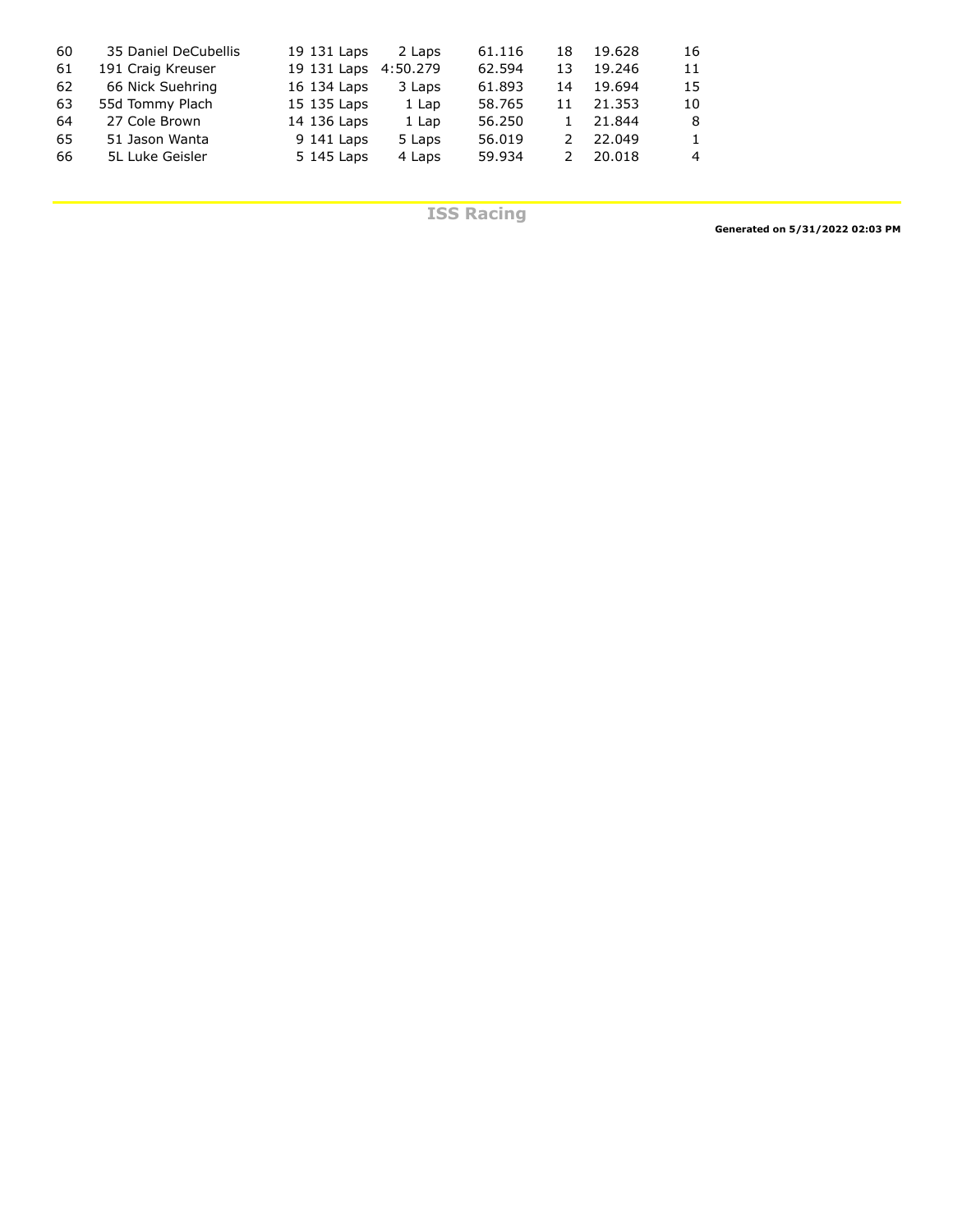| | | | | | | | | |
|---|---|---|---|---|---|---|---|---|
| 60 | 35 | Daniel DeCubellis | 19 | 131 Laps | 2 Laps | 61.116 | 18 | 19.628 | 16 |
| 61 | 191 | Craig Kreuser | 19 | 131 Laps | 4:50.279 | 62.594 | 13 | 19.246 | 11 |
| 62 | 66 | Nick Suehring | 16 | 134 Laps | 3 Laps | 61.893 | 14 | 19.694 | 15 |
| 63 | 55d | Tommy Plach | 15 | 135 Laps | 1 Lap | 58.765 | 11 | 21.353 | 10 |
| 64 | 27 | Cole Brown | 14 | 136 Laps | 1 Lap | 56.250 | 1 | 21.844 | 8 |
| 65 | 51 | Jason Wanta | 9 | 141 Laps | 5 Laps | 56.019 | 2 | 22.049 | 1 |
| 66 | 5L | Luke Geisler | 5 | 145 Laps | 4 Laps | 59.934 | 2 | 20.018 | 4 |

ISS Racing

**Generated on 5/31/2022 02:03 PM**